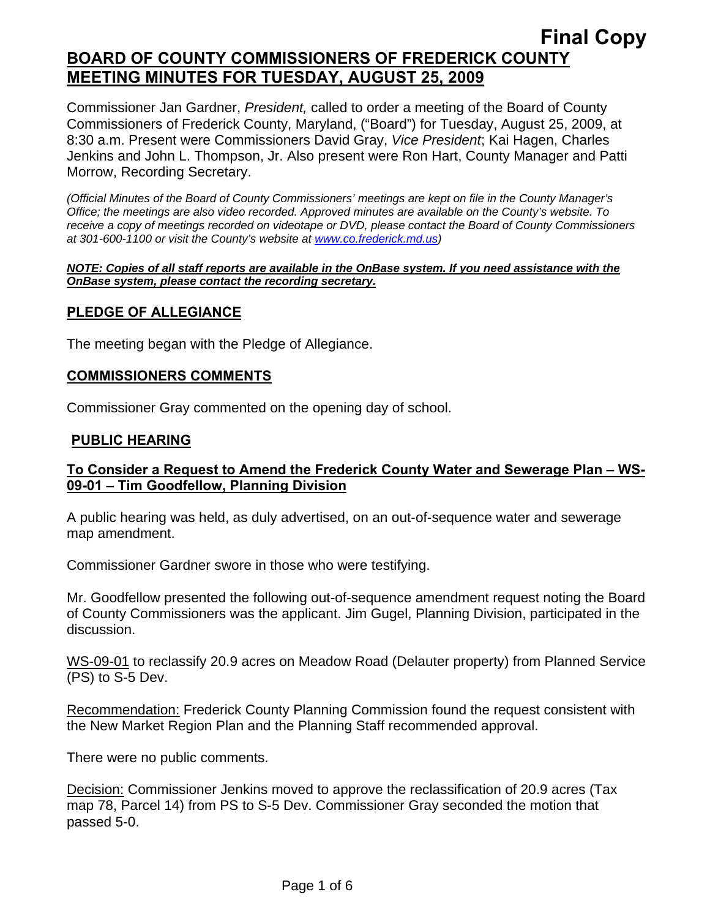**Final Copy**

# BOARD OF COUNTY COMMISSIONERS OF FREDERICK COUNTY MEETING MINUTES FOR TUESDAY, AUGUST 25, 2009

Commissioner Jan Gardner, *President,* called to order a meeting of the Board of County Commissioners of Frederick County, Maryland, ("Board") for Tuesday, August 25, 2009, at 8:30 a.m. Present were Commissioners David Gray, *Vice President*; Kai Hagen, Charles Jenkins and John L. Thompson, Jr. Also present were Ron Hart, County Manager and Patti Morrow, Recording Secretary.

*(Official Minutes of the Board of County Commissioners' meetings are kept on file in the County Manager's Office; the meetings are also video recorded. Approved minutes are available on the County's website. To receive a copy of meetings recorded on videotape or DVD, please contact the Board of County Commissioners at 301-600-1100 or visit the County's website at www.co.frederick.md.us)*

***NOTE: Copies of all staff reports are available in the OnBase system. If you need assistance with the OnBase system, please contact the recording secretary.***

## PLEDGE OF ALLEGIANCE

The meeting began with the Pledge of Allegiance.

## COMMISSIONERS COMMENTS

Commissioner Gray commented on the opening day of school.

## PUBLIC HEARING

### To Consider a Request to Amend the Frederick County Water and Sewerage Plan – WS-09-01 – Tim Goodfellow, Planning Division

A public hearing was held, as duly advertised, on an out-of-sequence water and sewerage map amendment.

Commissioner Gardner swore in those who were testifying.

Mr. Goodfellow presented the following out-of-sequence amendment request noting the Board of County Commissioners was the applicant. Jim Gugel, Planning Division, participated in the discussion.

WS-09-01 to reclassify 20.9 acres on Meadow Road (Delauter property) from Planned Service (PS) to S-5 Dev.

Recommendation: Frederick County Planning Commission found the request consistent with the New Market Region Plan and the Planning Staff recommended approval.

There were no public comments.

Decision: Commissioner Jenkins moved to approve the reclassification of 20.9 acres (Tax map 78, Parcel 14) from PS to S-5 Dev. Commissioner Gray seconded the motion that passed 5-0.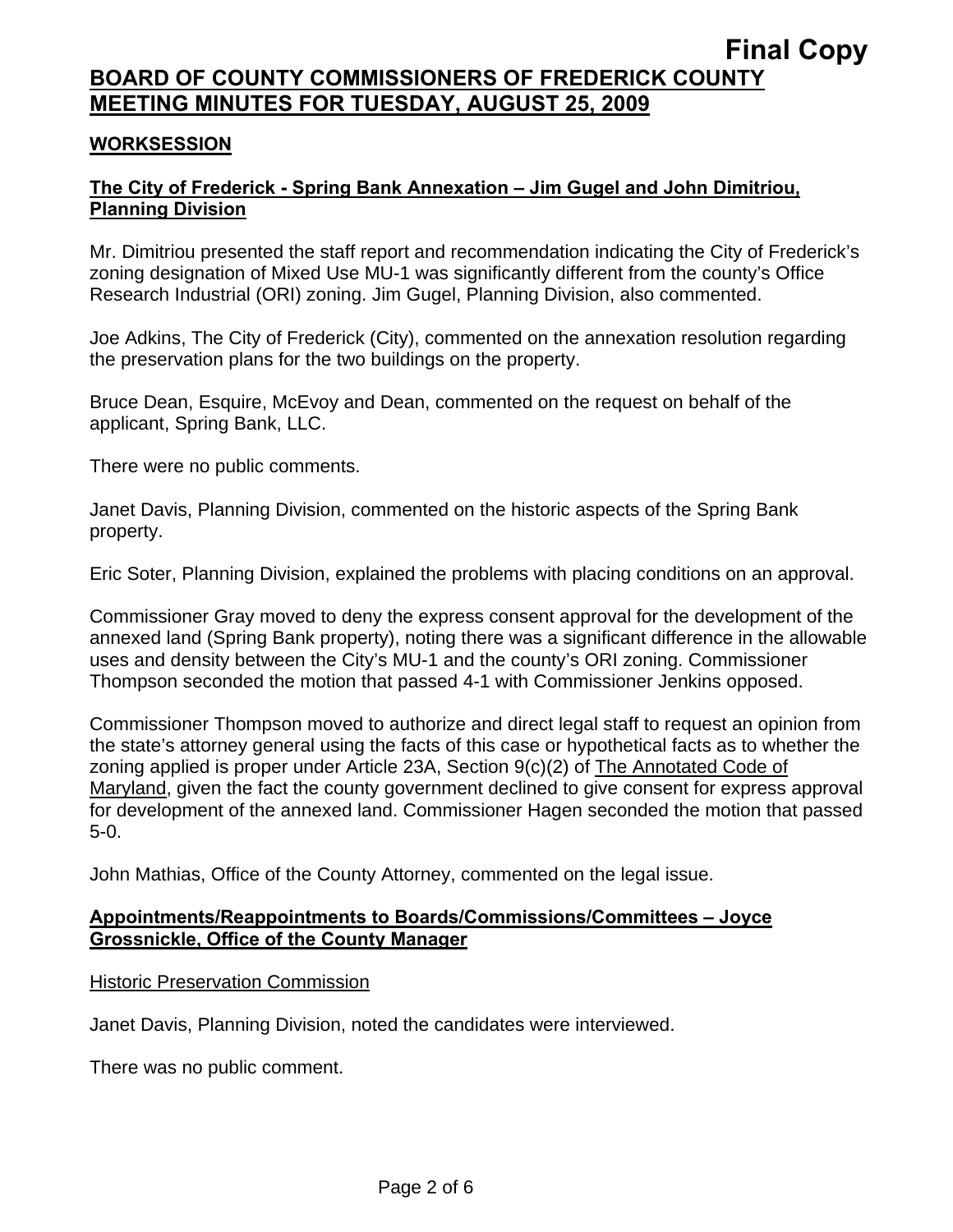Final Copy

# BOARD OF COUNTY COMMISSIONERS OF FREDERICK COUNTY MEETING MINUTES FOR TUESDAY, AUGUST 25, 2009

## WORKSESSION

### The City of Frederick - Spring Bank Annexation – Jim Gugel and John Dimitriou, Planning Division

Mr. Dimitriou presented the staff report and recommendation indicating the City of Frederick's zoning designation of Mixed Use MU-1 was significantly different from the county's Office Research Industrial (ORI) zoning. Jim Gugel, Planning Division, also commented.

Joe Adkins, The City of Frederick (City), commented on the annexation resolution regarding the preservation plans for the two buildings on the property.

Bruce Dean, Esquire, McEvoy and Dean, commented on the request on behalf of the applicant, Spring Bank, LLC.

There were no public comments.

Janet Davis, Planning Division, commented on the historic aspects of the Spring Bank property.

Eric Soter, Planning Division, explained the problems with placing conditions on an approval.

Commissioner Gray moved to deny the express consent approval for the development of the annexed land (Spring Bank property), noting there was a significant difference in the allowable uses and density between the City's MU-1 and the county's ORI zoning. Commissioner Thompson seconded the motion that passed 4-1 with Commissioner Jenkins opposed.

Commissioner Thompson moved to authorize and direct legal staff to request an opinion from the state's attorney general using the facts of this case or hypothetical facts as to whether the zoning applied is proper under Article 23A, Section 9(c)(2) of The Annotated Code of Maryland, given the fact the county government declined to give consent for express approval for development of the annexed land. Commissioner Hagen seconded the motion that passed 5-0.

John Mathias, Office of the County Attorney, commented on the legal issue.

### Appointments/Reappointments to Boards/Commissions/Committees – Joyce Grossnickle, Office of the County Manager

Historic Preservation Commission

Janet Davis, Planning Division, noted the candidates were interviewed.

There was no public comment.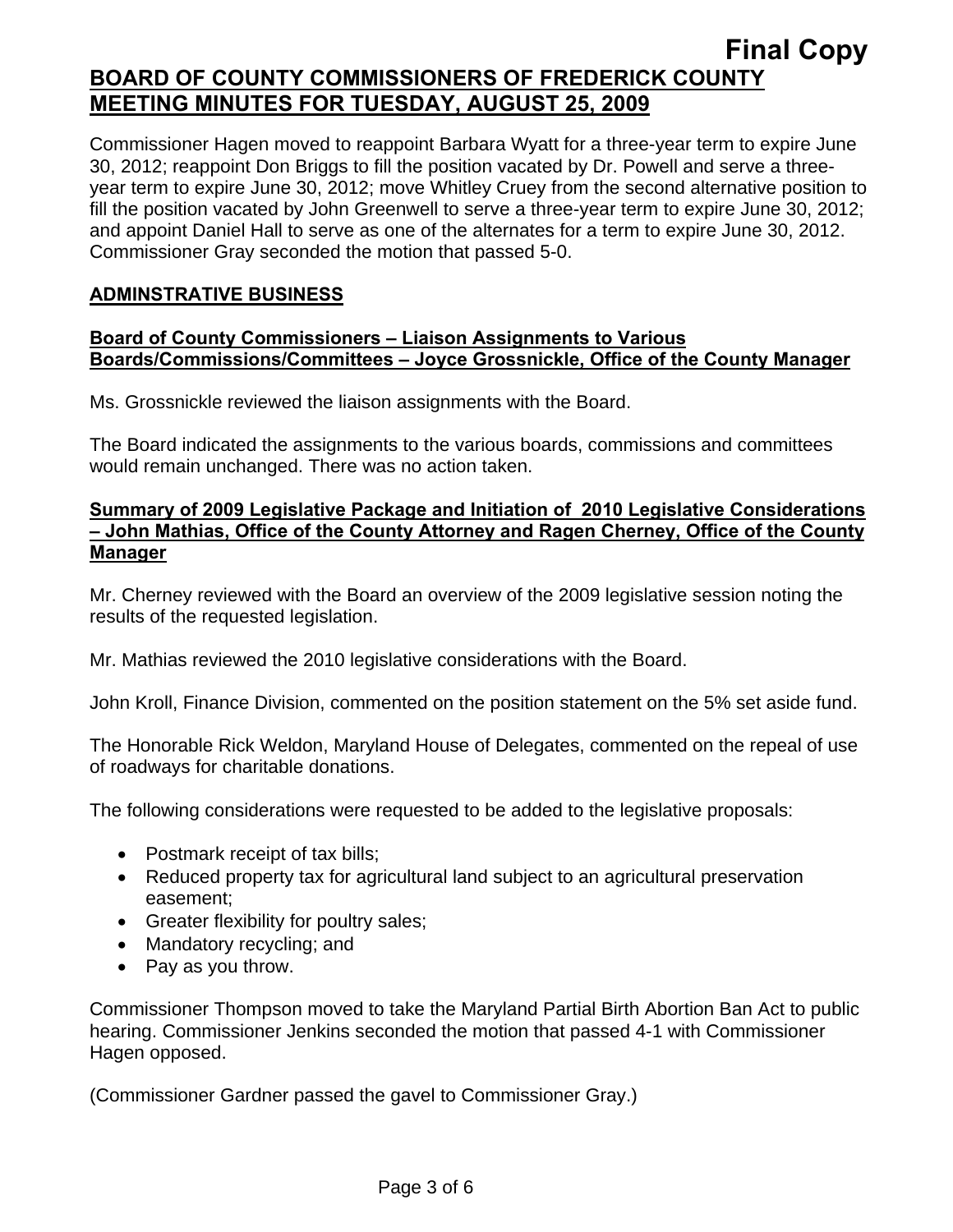Final Copy

# BOARD OF COUNTY COMMISSIONERS OF FREDERICK COUNTY MEETING MINUTES FOR TUESDAY, AUGUST 25, 2009

Commissioner Hagen moved to reappoint Barbara Wyatt for a three-year term to expire June 30, 2012; reappoint Don Briggs to fill the position vacated by Dr. Powell and serve a three-year term to expire June 30, 2012; move Whitley Cruey from the second alternative position to fill the position vacated by John Greenwell to serve a three-year term to expire June 30, 2012; and appoint Daniel Hall to serve as one of the alternates for a term to expire June 30, 2012. Commissioner Gray seconded the motion that passed 5-0.

## ADMINSTRATIVE BUSINESS

### Board of County Commissioners – Liaison Assignments to Various Boards/Commissions/Committees – Joyce Grossnickle, Office of the County Manager

Ms. Grossnickle reviewed the liaison assignments with the Board.

The Board indicated the assignments to the various boards, commissions and committees would remain unchanged. There was no action taken.

### Summary of 2009 Legislative Package and Initiation of 2010 Legislative Considerations – John Mathias, Office of the County Attorney and Ragen Cherney, Office of the County Manager

Mr. Cherney reviewed with the Board an overview of the 2009 legislative session noting the results of the requested legislation.

Mr. Mathias reviewed the 2010 legislative considerations with the Board.

John Kroll, Finance Division, commented on the position statement on the 5% set aside fund.

The Honorable Rick Weldon, Maryland House of Delegates, commented on the repeal of use of roadways for charitable donations.

The following considerations were requested to be added to the legislative proposals:

- Postmark receipt of tax bills;
- Reduced property tax for agricultural land subject to an agricultural preservation easement;
- Greater flexibility for poultry sales;
- Mandatory recycling; and
- Pay as you throw.

Commissioner Thompson moved to take the Maryland Partial Birth Abortion Ban Act to public hearing. Commissioner Jenkins seconded the motion that passed 4-1 with Commissioner Hagen opposed.

(Commissioner Gardner passed the gavel to Commissioner Gray.)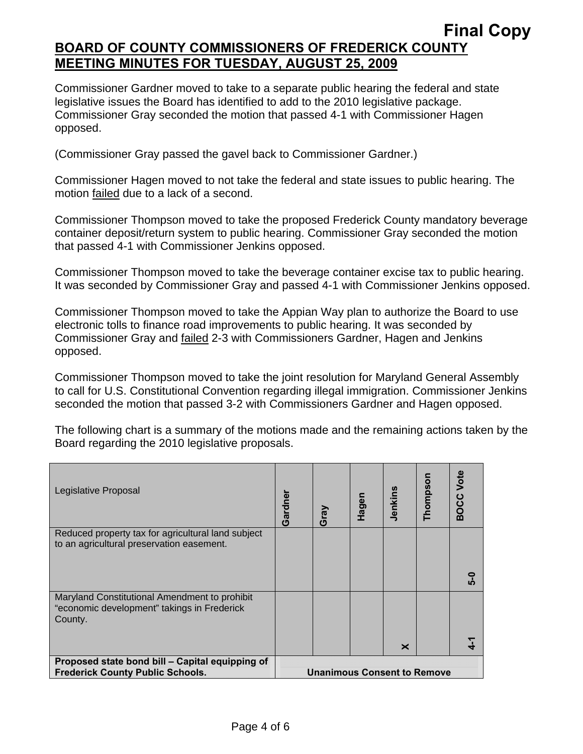**Final Copy**

## BOARD OF COUNTY COMMISSIONERS OF FREDERICK COUNTY MEETING MINUTES FOR TUESDAY, AUGUST 25, 2009

Commissioner Gardner moved to take to a separate public hearing the federal and state legislative issues the Board has identified to add to the 2010 legislative package. Commissioner Gray seconded the motion that passed 4-1 with Commissioner Hagen opposed.

(Commissioner Gray passed the gavel back to Commissioner Gardner.)

Commissioner Hagen moved to not take the federal and state issues to public hearing. The motion failed due to a lack of a second.

Commissioner Thompson moved to take the proposed Frederick County mandatory beverage container deposit/return system to public hearing. Commissioner Gray seconded the motion that passed 4-1 with Commissioner Jenkins opposed.

Commissioner Thompson moved to take the beverage container excise tax to public hearing. It was seconded by Commissioner Gray and passed 4-1 with Commissioner Jenkins opposed.

Commissioner Thompson moved to take the Appian Way plan to authorize the Board to use electronic tolls to finance road improvements to public hearing. It was seconded by Commissioner Gray and failed 2-3 with Commissioners Gardner, Hagen and Jenkins opposed.

Commissioner Thompson moved to take the joint resolution for Maryland General Assembly to call for U.S. Constitutional Convention regarding illegal immigration. Commissioner Jenkins seconded the motion that passed 3-2 with Commissioners Gardner and Hagen opposed.

The following chart is a summary of the motions made and the remaining actions taken by the Board regarding the 2010 legislative proposals.

| Legislative Proposal | Gardner | Gray | Hagen | Jenkins | Thompson | BOCC Vote |
|---|---|---|---|---|---|---|
| Reduced property tax for agricultural land subject to an agricultural preservation easement. | | | | | | 5-0 |
| Maryland Constitutional Amendment to prohibit "economic development" takings in Frederick County. | | | | X | | 4-1 |
| **Proposed state bond bill – Capital equipping of Frederick County Public Schools.** | **Unanimous Consent to Remove** | | | | | |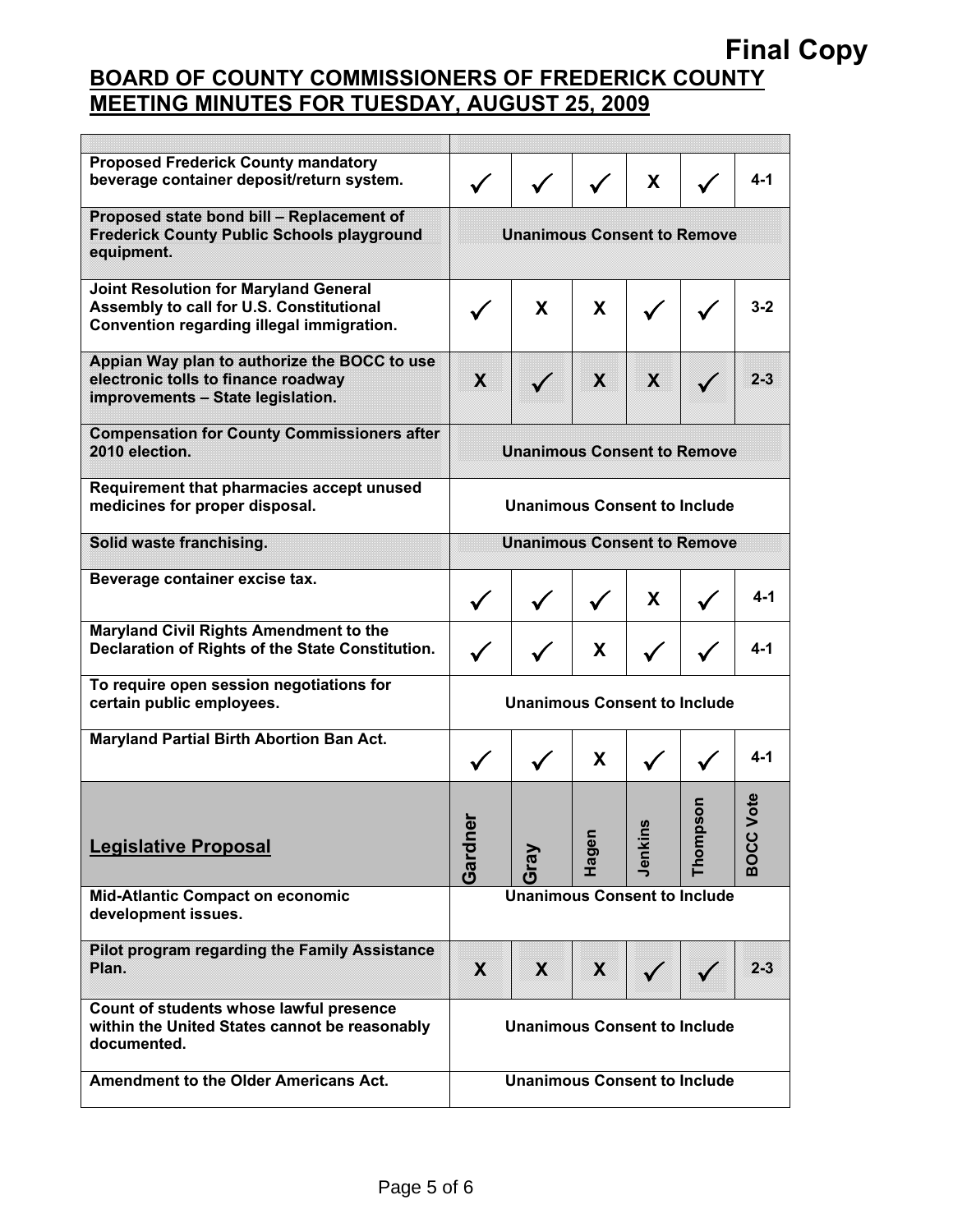# Final Copy

## BOARD OF COUNTY COMMISSIONERS OF FREDERICK COUNTY MEETING MINUTES FOR TUESDAY, AUGUST 25, 2009

| Legislative Proposal | Gardner | Gray | Hagen | Jenkins | Thompson | BOCC Vote |
|---|---|---|---|---|---|---|
| Proposed Frederick County mandatory beverage container deposit/return system. | ✓ | ✓ | ✓ | X | ✓ | 4-1 |
| Proposed state bond bill – Replacement of Frederick County Public Schools playground equipment. | Unanimous Consent to Remove | | | | | |
| Joint Resolution for Maryland General Assembly to call for U.S. Constitutional Convention regarding illegal immigration. | ✓ | X | X | ✓ | ✓ | 3-2 |
| Appian Way plan to authorize the BOCC to use electronic tolls to finance roadway improvements – State legislation. | X | ✓ | X | X | ✓ | 2-3 |
| Compensation for County Commissioners after 2010 election. | Unanimous Consent to Remove | | | | | |
| Requirement that pharmacies accept unused medicines for proper disposal. | Unanimous Consent to Include | | | | | |
| Solid waste franchising. | Unanimous Consent to Remove | | | | | |
| Beverage container excise tax. | ✓ | ✓ | ✓ | X | ✓ | 4-1 |
| Maryland Civil Rights Amendment to the Declaration of Rights of the State Constitution. | ✓ | ✓ | X | ✓ | ✓ | 4-1 |
| To require open session negotiations for certain public employees. | Unanimous Consent to Include | | | | | |
| Maryland Partial Birth Abortion Ban Act. | ✓ | ✓ | X | ✓ | ✓ | 4-1 |
| Mid-Atlantic Compact on economic development issues. | Unanimous Consent to Include | | | | | |
| Pilot program regarding the Family Assistance Plan. | X | X | X | ✓ | ✓ | 2-3 |
| Count of students whose lawful presence within the United States cannot be reasonably documented. | Unanimous Consent to Include | | | | | |
| Amendment to the Older Americans Act. | Unanimous Consent to Include | | | | | |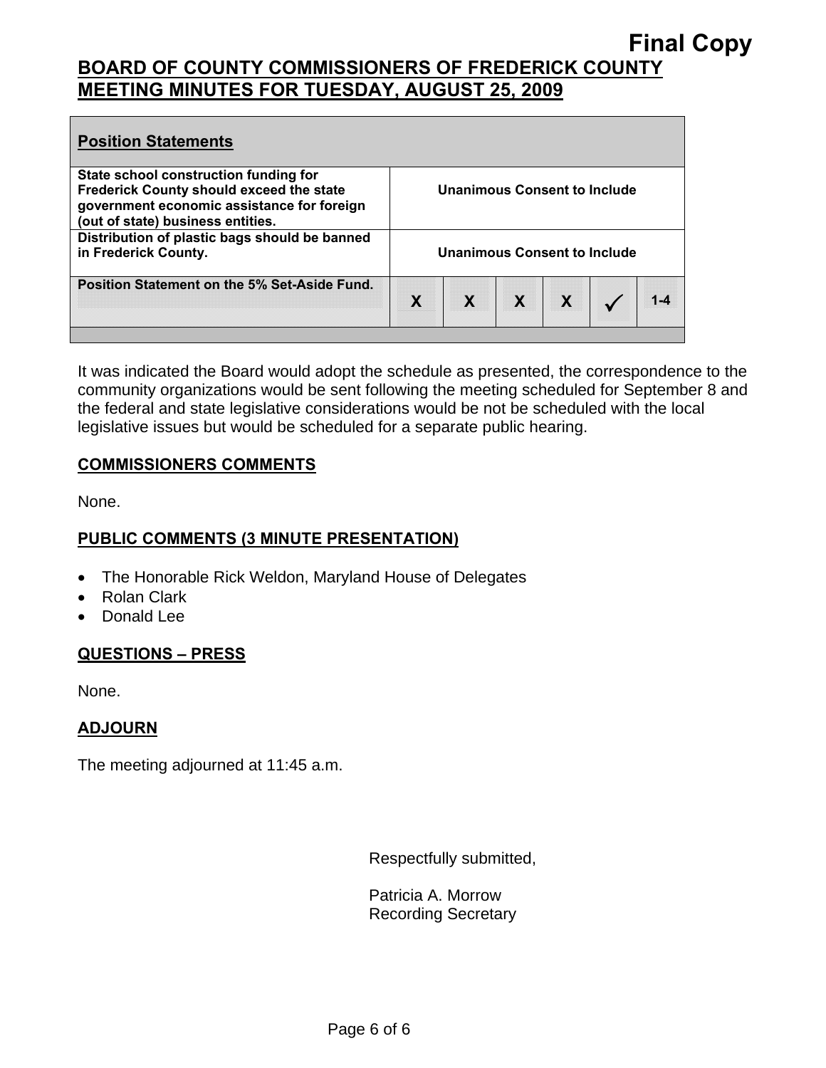**Final Copy**

# BOARD OF COUNTY COMMISSIONERS OF FREDERICK COUNTY MEETING MINUTES FOR TUESDAY, AUGUST 25, 2009

| **Position Statements** | | | | | | |
|---|---|---|---|---|---|---|
| **State school construction funding for Frederick County should exceed the state government economic assistance for foreign (out of state) business entities.** | **Unanimous Consent to Include** | | | | | |
| **Distribution of plastic bags should be banned in Frederick County.** | **Unanimous Consent to Include** | | | | | |
| **Position Statement on the 5% Set-Aside Fund.** | **X** | **X** | **X** | **X** | ✓ | **1-4** |

It was indicated the Board would adopt the schedule as presented, the correspondence to the community organizations would be sent following the meeting scheduled for September 8 and the federal and state legislative considerations would be not be scheduled with the local legislative issues but would be scheduled for a separate public hearing.

## COMMISSIONERS COMMENTS

None.

## PUBLIC COMMENTS (3 MINUTE PRESENTATION)

- The Honorable Rick Weldon, Maryland House of Delegates
- Rolan Clark
- Donald Lee

## QUESTIONS – PRESS

None.

## ADJOURN

The meeting adjourned at 11:45 a.m.

Respectfully submitted,

Patricia A. Morrow
Recording Secretary